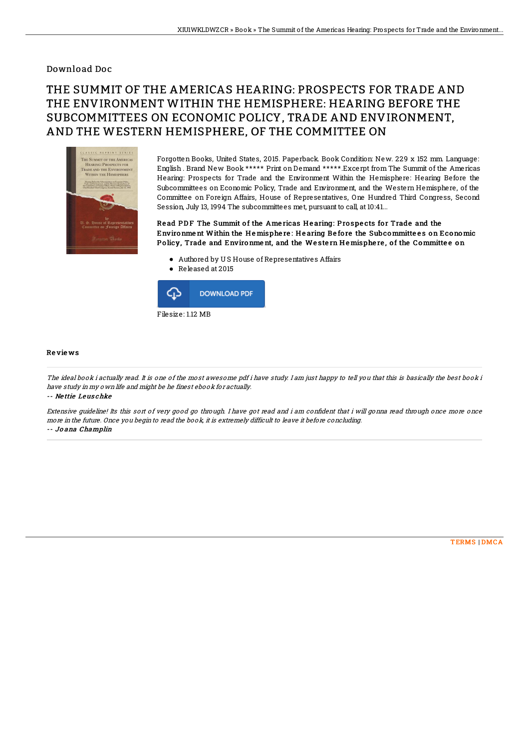Download Doc

# THE SUMMIT OF THE AMERICAS HEARING: PROSPECTS FOR TRADE AND THE ENVIRONMENT WITHIN THE HEMISPHERE: HEARING BEFORE THE SUBCOMMITTEES ON ECONOMIC POLICY, TRADE AND ENVIRONMENT, AND THE WESTERN HEMISPHERE, OF THE COMMITTEE ON

Forgotten Books, United States, 2015. Paperback. Book Condition: New. 229 x 152 mm. Language: English . Brand New Book ***** Print on Demand *****.Excerpt from The Summit of the Americas Hearing: Prospects for Trade and the Environment Within the Hemisphere: Hearing Before the Subcommittees on Economic Policy, Trade and Environment, and the Western Hemisphere, of the Committee on Foreign Affairs, House of Representatives, One Hundred Third Congress, Second Session, July 13, 1994 The subcommittees met, pursuant to call, at 10:41...

**Read PDF The Summit of the Americas Hearing: Prospects for Trade and the Environment Within the Hemisphere: Hearing Before the Subcommittees on Economic Policy, Trade and Environment, and the Western Hemisphere, of the Committee on**

- Authored by U S House of Representatives Affairs
- Released at 2015

DOWNLOAD PDF

Filesize: 1.12 MB

## Reviews

*The ideal book i actually read. It is one of the most awesome pdf i have study. I am just happy to tell you that this is basically the best book i have study in my own life and might be he finest ebook for actually.*

-- ***Nettie Leuschke***

*Extensive guideline! Its this sort of very good go through. I have got read and i am confident that i will gonna read through once more once more in the future. Once you begin to read the book, it is extremely difficult to leave it before concluding.*

-- ***Joana Champlin***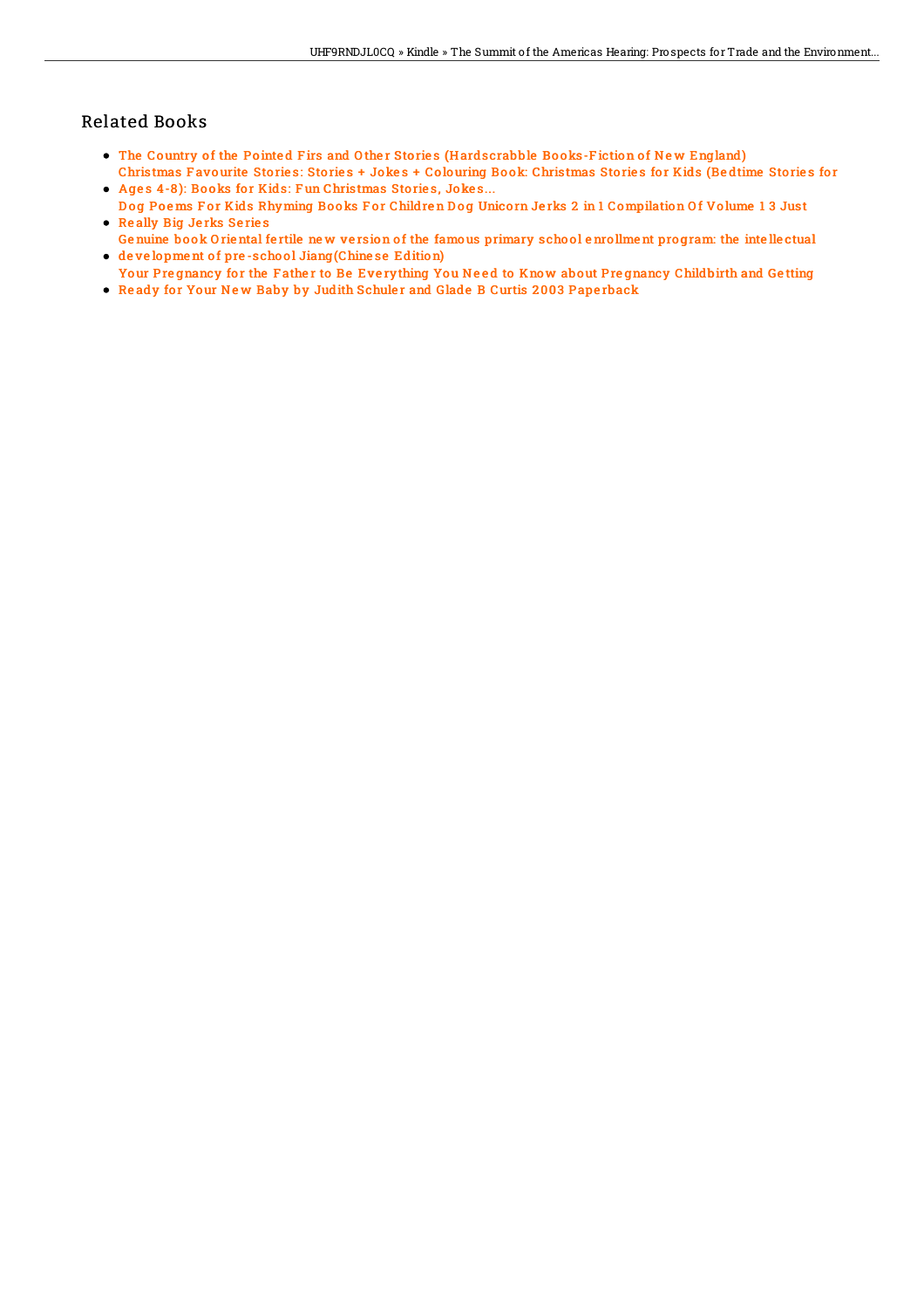## Related Books

- The Country of the Pointed Firs and Other Stories (Hardscrabble Books-Fiction of New England)
- Christmas Favourite Stories: Stories + Jokes + Colouring Book: Christmas Stories for Kids (Bedtime Stories for Ages 4-8): Books for Kids: Fun Christmas Stories, Jokes...
- Dog Poems For Kids Rhyming Books For Children Dog Unicorn Jerks 2 in 1 Compilation Of Volume 1 3 Just Really Big Jerks Series
- Genuine book Oriental fertile new version of the famous primary school enrollment program: the intellectual development of pre-school Jiang(Chinese Edition)
- Your Pregnancy for the Father to Be Everything You Need to Know about Pregnancy Childbirth and Getting Ready for Your New Baby by Judith Schuler and Glade B Curtis 2003 Paperback